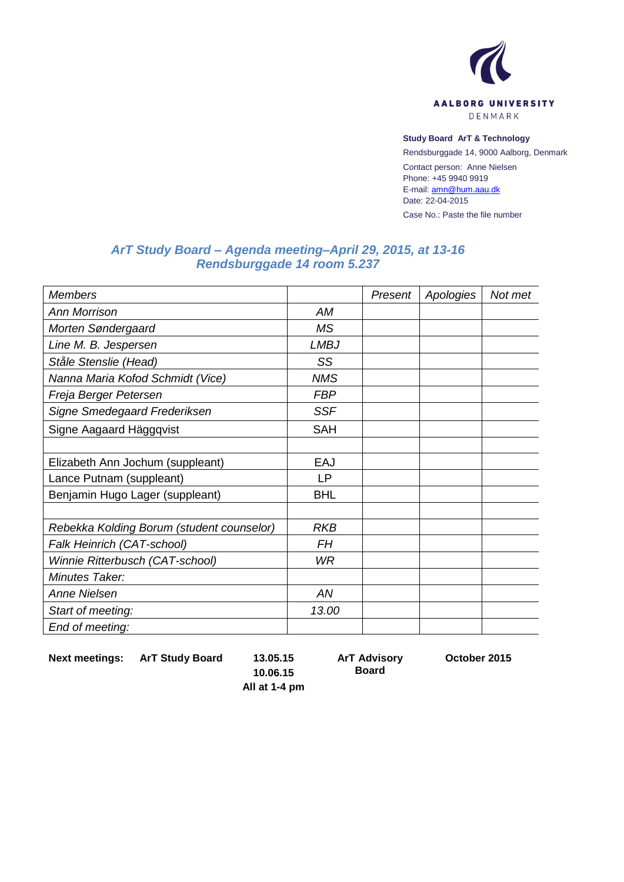AALBORG UNIVERSITY
DENMARK

**Study Board ArT & Technology**
Rendsburggade 14, 9000 Aalborg, Denmark
Contact person: Anne Nielsen
Phone: +45 9940 9919
E-mail: amn@hum.aau.dk
Date: 22-04-2015
Case No.: Paste the file number

## *ArT Study Board – Agenda meeting–April 29, 2015, at 13-16*
## *Rendsburggade 14 room 5.237*

| *Members* | | *Present* | *Apologies* | *Not met* |
|---|---|---|---|---|
| *Ann Morrison* | *AM* | | | |
| *Morten Søndergaard* | *MS* | | | |
| *Line M. B. Jespersen* | *LMBJ* | | | |
| *Ståle Stenslie (Head)* | *SS* | | | |
| *Nanna Maria Kofod Schmidt (Vice)* | *NMS* | | | |
| *Freja Berger Petersen* | *FBP* | | | |
| *Signe Smedegaard Frederiksen* | *SSF* | | | |
| Signe Aagaard Häggqvist | SAH | | | |
| | | | | |
| Elizabeth Ann Jochum (suppleant) | EAJ | | | |
| Lance Putnam (suppleant) | LP | | | |
| Benjamin Hugo Lager (suppleant) | BHL | | | |
| | | | | |
| *Rebekka Kolding Borum (student counselor)* | *RKB* | | | |
| *Falk Heinrich (CAT-school)* | *FH* | | | |
| *Winnie Ritterbusch (CAT-school)* | *WR* | | | |
| *Minutes Taker:* | | | | |
| *Anne Nielsen* | *AN* | | | |
| *Start of meeting:* | *13.00* | | | |
| *End of meeting:* | | | | |

| **Next meetings:** | **ArT Study Board** | **13.05.15**<br>**10.06.15**<br>**All at 1-4 pm** | **ArT Advisory Board** | **October 2015** |
|---|---|---|---|---|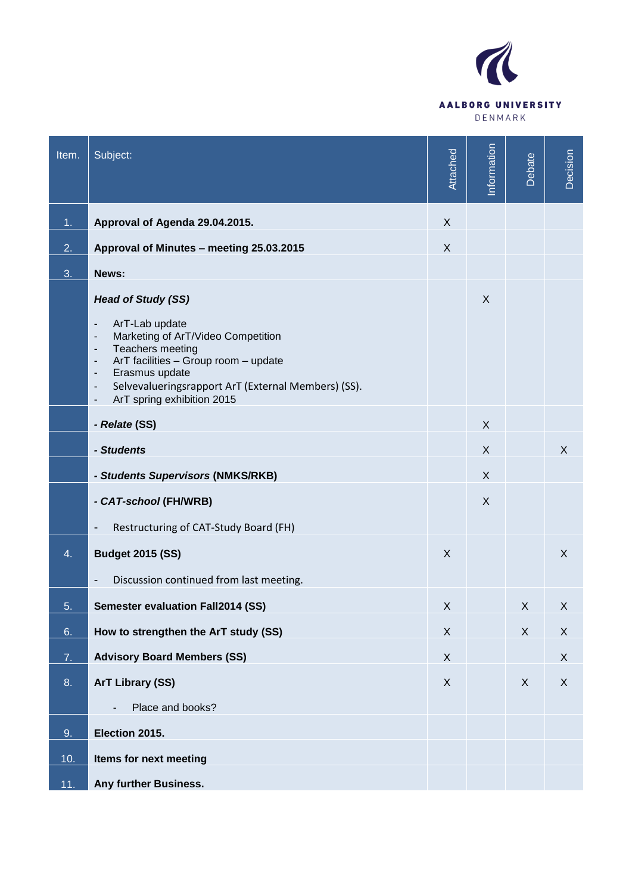AALBORG UNIVERSITY
DENMARK

| Item. | Subject: | Attached | Information | Debate | Decision |
|---|---|---|---|---|---|
| 1. | **Approval of Agenda 29.04.2015.** | X | | | |
| 2. | **Approval of Minutes – meeting 25.03.2015** | X | | | |
| 3. | **News:** | | | | |
| | ***Head of Study (SS)***<br>- ArT-Lab update<br>- Marketing of ArT/Video Competition<br>- Teachers meeting<br>- ArT facilities – Group room – update<br>- Erasmus update<br>- Selvevalueringsrapport ArT (External Members) (SS).<br>- ArT spring exhibition 2015 | | X | | |
| | **- *Relate* (SS)** | | X | | |
| | **- *Students*** | | X | | X |
| | **- *Students Supervisors* (NMKS/RKB)** | | X | | |
| | **- *CAT-school* (FH/WRB)**<br>- Restructuring of CAT-Study Board (FH) | | X | | |
| 4. | **Budget 2015 (SS)**<br>- Discussion continued from last meeting. | X | | | X |
| 5. | **Semester evaluation Fall2014 (SS)** | X | | X | X |
| 6. | **How to strengthen the ArT study (SS)** | X | | X | X |
| 7. | **Advisory Board Members (SS)** | X | | | X |
| 8. | **ArT Library (SS)**<br>- Place and books? | X | | X | X |
| 9. | **Election 2015.** | | | | |
| 10. | **Items for next meeting** | | | | |
| 11. | **Any further Business.** | | | | |